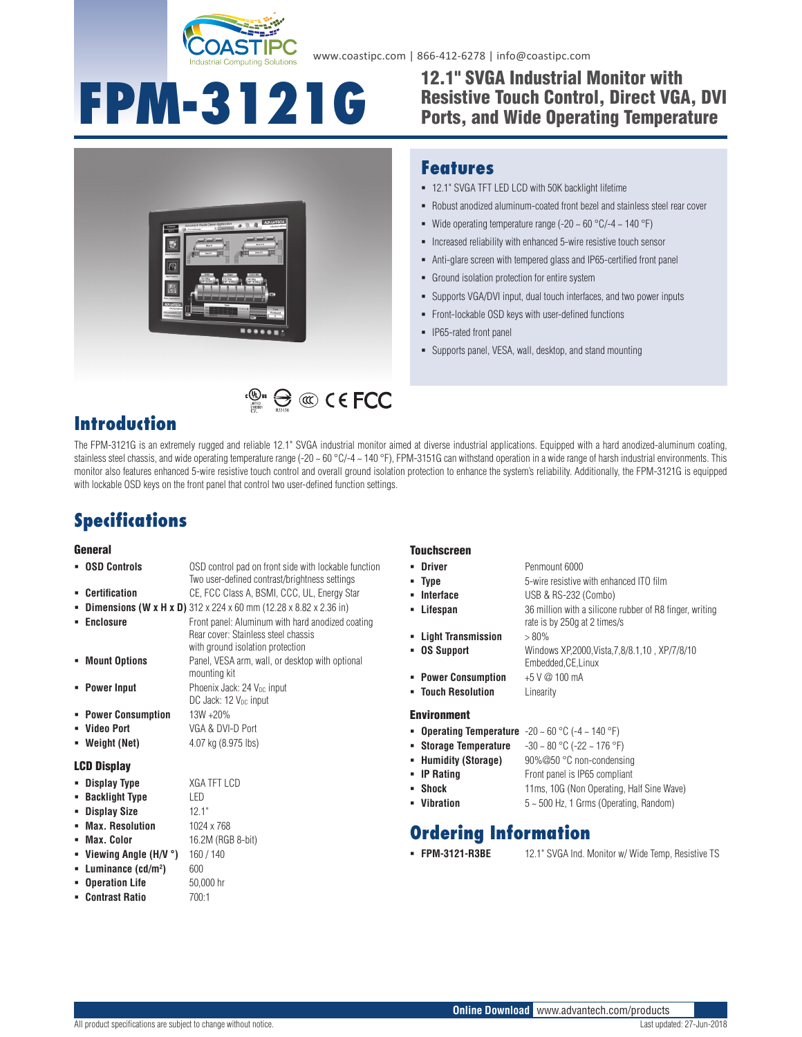www.coastipc.com | 866-412-6278 | info@coastipc.com

# FPM-3121G

## 12.1" SVGA Industrial Monitor with Resistive Touch Control, Direct VGA, DVI Ports, and Wide Operating Temperature

## Features

- 12.1" SVGA TFT LED LCD with 50K backlight lifetime
- Robust anodized aluminum-coated front bezel and stainless steel rear cover
- Wide operating temperature range (-20 ~ 60 °C/-4 ~ 140 °F)
- Increased reliability with enhanced 5-wire resistive touch sensor
- Anti-glare screen with tempered glass and IP65-certified front panel
- Ground isolation protection for entire system
- Supports VGA/DVI input, dual touch interfaces, and two power inputs
- Front-lockable OSD keys with user-defined functions
- IP65-rated front panel
- Supports panel, VESA, wall, desktop, and stand mounting

## Introduction

The FPM-3121G is an extremely rugged and reliable 12.1" SVGA industrial monitor aimed at diverse industrial applications. Equipped with a hard anodized-aluminum coating, stainless steel chassis, and wide operating temperature range (-20 ~ 60 °C/-4 ~ 140 °F), FPM-3151G can withstand operation in a wide range of harsh industrial environments. This monitor also features enhanced 5-wire resistive touch control and overall ground isolation protection to enhance the system's reliability. Additionally, the FPM-3121G is equipped with lockable OSD keys on the front panel that control two user-defined function settings.

## Specifications

### General

- **OSD Controls**: OSD control pad on front side with lockable function; Two user-defined contrast/brightness settings
- **Certification**: CE, FCC Class A, BSMI, CCC, UL, Energy Star
- **Dimensions (W x H x D)**: 312 x 224 x 60 mm (12.28 x 8.82 x 2.36 in)
- **Enclosure**: Front panel: Aluminum with hard anodized coating; Rear cover: Stainless steel chassis with ground isolation protection
- **Mount Options**: Panel, VESA arm, wall, or desktop with optional mounting kit
- **Power Input**: Phoenix Jack: 24 $V_{DC}$ input; DC Jack: 12 $V_{DC}$ input
- **Power Consumption**: 13W +20%
- **Video Port**: VGA & DVI-D Port
- **Weight (Net)**: 4.07 kg (8.975 lbs)

### LCD Display

- **Display Type**: XGA TFT LCD
- **Backlight Type**: LED
- **Display Size**: 12.1"
- **Max. Resolution**: 1024 x 768
- **Max. Color**: 16.2M (RGB 8-bit)
- **Viewing Angle (H/V °)**: 160 / 140
- **Luminance (cd/m²)**: 600
- **Operation Life**: 50,000 hr
- **Contrast Ratio**: 700:1

### Touchscreen

- **Driver**: Penmount 6000
- **Type**: 5-wire resistive with enhanced ITO film
- **Interface**: USB & RS-232 (Combo)
- **Lifespan**: 36 million with a silicone rubber of R8 finger, writing rate is by 250g at 2 times/s
- **Light Transmission**: > 80%
- **OS Support**: Windows XP,2000,Vista,7,8/8.1,10 , XP/7/8/10 Embedded,CE,Linux
- **Power Consumption**: +5 V @ 100 mA
- **Touch Resolution**: Linearity

### Environment

- **Operating Temperature**: -20 ~ 60 °C (-4 ~ 140 °F)
- **Storage Temperature**: -30 ~ 80 °C (-22 ~ 176 °F)
- **Humidity (Storage)**: 90%@50 °C non-condensing
- **IP Rating**: Front panel is IP65 compliant
- **Shock**: 11ms, 10G (Non Operating, Half Sine Wave)
- **Vibration**: 5 ~ 500 Hz, 1 Grms (Operating, Random)

## Ordering Information

- **FPM-3121-R3BE**: 12.1" SVGA Ind. Monitor w/ Wide Temp, Resistive TS

**Online Download** www.advantech.com/products

All product specifications are subject to change without notice. Last updated: 27-Jun-2018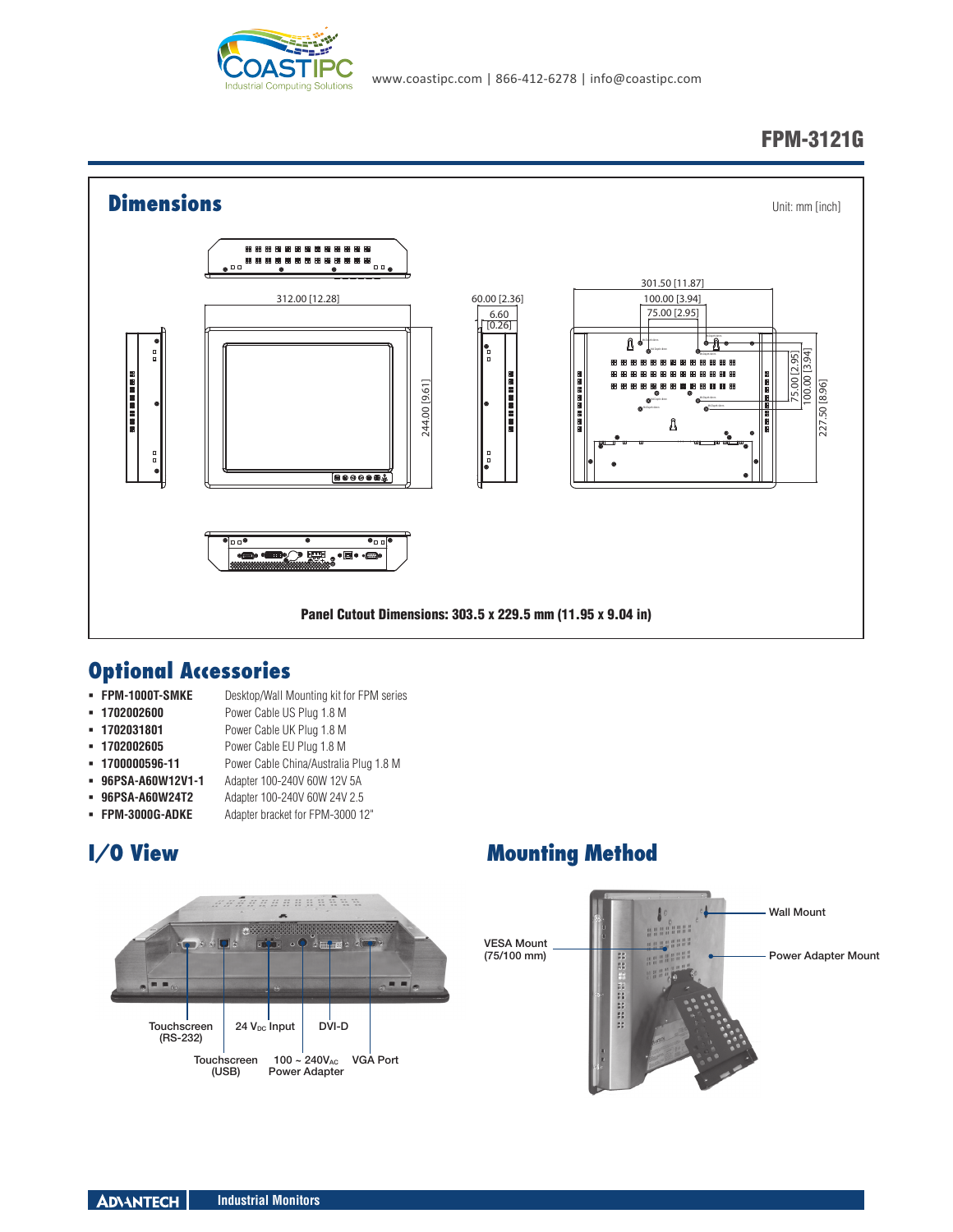# FPM-3121G

## Dimensions

Unit: mm [inch]

312.00 [12.28]

244.00 [9.61]

60.00 [2.36]

6.60 [0.26]

301.50 [11.87]

100.00 [3.94]

75.00 [2.95]

75.00 [2.95]

100.00 [3.94]

227.50 [8.96]

**Panel Cutout Dimensions: 303.5 x 229.5 mm (11.95 x 9.04 in)**

## Optional Accessories

- **FPM-1000T-SMKE** Desktop/Wall Mounting kit for FPM series
- **1702002600** Power Cable US Plug 1.8 M
- **1702031801** Power Cable UK Plug 1.8 M
- **1702002605** Power Cable EU Plug 1.8 M
- **1700000596-11** Power Cable China/Australia Plug 1.8 M
- **96PSA-A60W12V1-1** Adapter 100-240V 60W 12V 5A
- **96PSA-A60W24T2** Adapter 100-240V 60W 24V 2.5
- **FPM-3000G-ADKE** Adapter bracket for FPM-3000 12"

## I/O View

Touchscreen (RS-232)

Touchscreen (USB)

24 $V_{DC}$ Input

100 ~ 240$V_{AC}$ Power Adapter

DVI-D

VGA Port

## Mounting Method

VESA Mount (75/100 mm)

Wall Mount

Power Adapter Mount